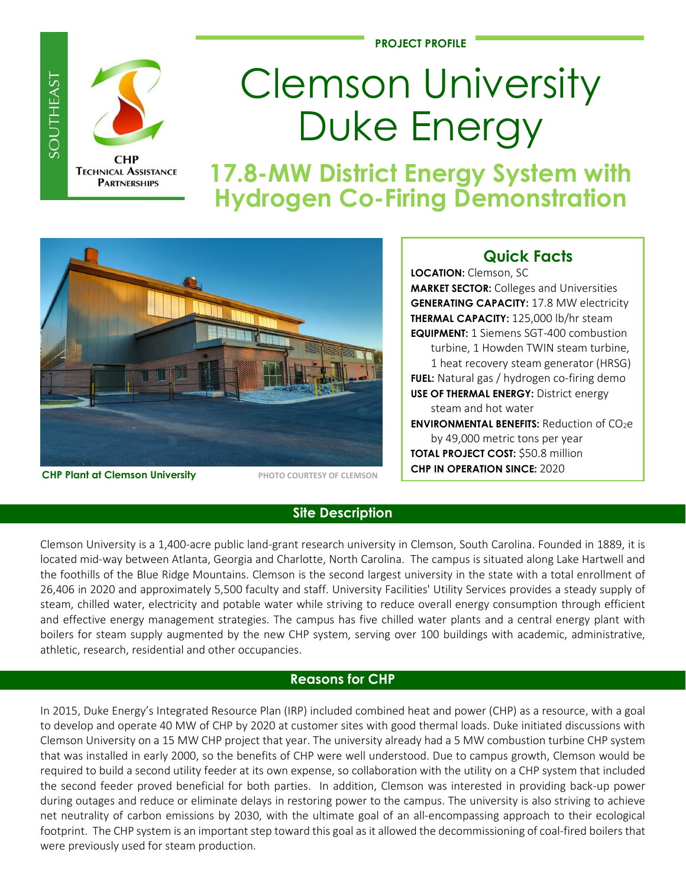SOUTHEAST

CHP TECHNICAL ASSISTANCE PARTNERSHIPS

PROJECT PROFILE

# Clemson University Duke Energy

## 17.8-MW District Energy System with Hydrogen Co-Firing Demonstration

CHP Plant at Clemson University

PHOTO COURTESY OF CLEMSON

### Quick Facts

**LOCATION:** Clemson, SC

**MARKET SECTOR:** Colleges and Universities

**GENERATING CAPACITY:** 17.8 MW electricity

**THERMAL CAPACITY:** 125,000 lb/hr steam

**EQUIPMENT:** 1 Siemens SGT-400 combustion turbine, 1 Howden TWIN steam turbine, 1 heat recovery steam generator (HRSG)

**FUEL:** Natural gas / hydrogen co-firing demo

**USE OF THERMAL ENERGY:** District energy steam and hot water

**ENVIRONMENTAL BENEFITS:** Reduction of $CO_2e$ by 49,000 metric tons per year

**TOTAL PROJECT COST:** $50.8 million

**CHP IN OPERATION SINCE:** 2020

## Site Description

Clemson University is a 1,400-acre public land-grant research university in Clemson, South Carolina. Founded in 1889, it is located mid-way between Atlanta, Georgia and Charlotte, North Carolina. The campus is situated along Lake Hartwell and the foothills of the Blue Ridge Mountains. Clemson is the second largest university in the state with a total enrollment of 26,406 in 2020 and approximately 5,500 faculty and staff. University Facilities' Utility Services provides a steady supply of steam, chilled water, electricity and potable water while striving to reduce overall energy consumption through efficient and effective energy management strategies. The campus has five chilled water plants and a central energy plant with boilers for steam supply augmented by the new CHP system, serving over 100 buildings with academic, administrative, athletic, research, residential and other occupancies.

## Reasons for CHP

In 2015, Duke Energy's Integrated Resource Plan (IRP) included combined heat and power (CHP) as a resource, with a goal to develop and operate 40 MW of CHP by 2020 at customer sites with good thermal loads. Duke initiated discussions with Clemson University on a 15 MW CHP project that year. The university already had a 5 MW combustion turbine CHP system that was installed in early 2000, so the benefits of CHP were well understood. Due to campus growth, Clemson would be required to build a second utility feeder at its own expense, so collaboration with the utility on a CHP system that included the second feeder proved beneficial for both parties. In addition, Clemson was interested in providing back-up power during outages and reduce or eliminate delays in restoring power to the campus. The university is also striving to achieve net neutrality of carbon emissions by 2030, with the ultimate goal of an all-encompassing approach to their ecological footprint. The CHP system is an important step toward this goal as it allowed the decommissioning of coal-fired boilers that were previously used for steam production.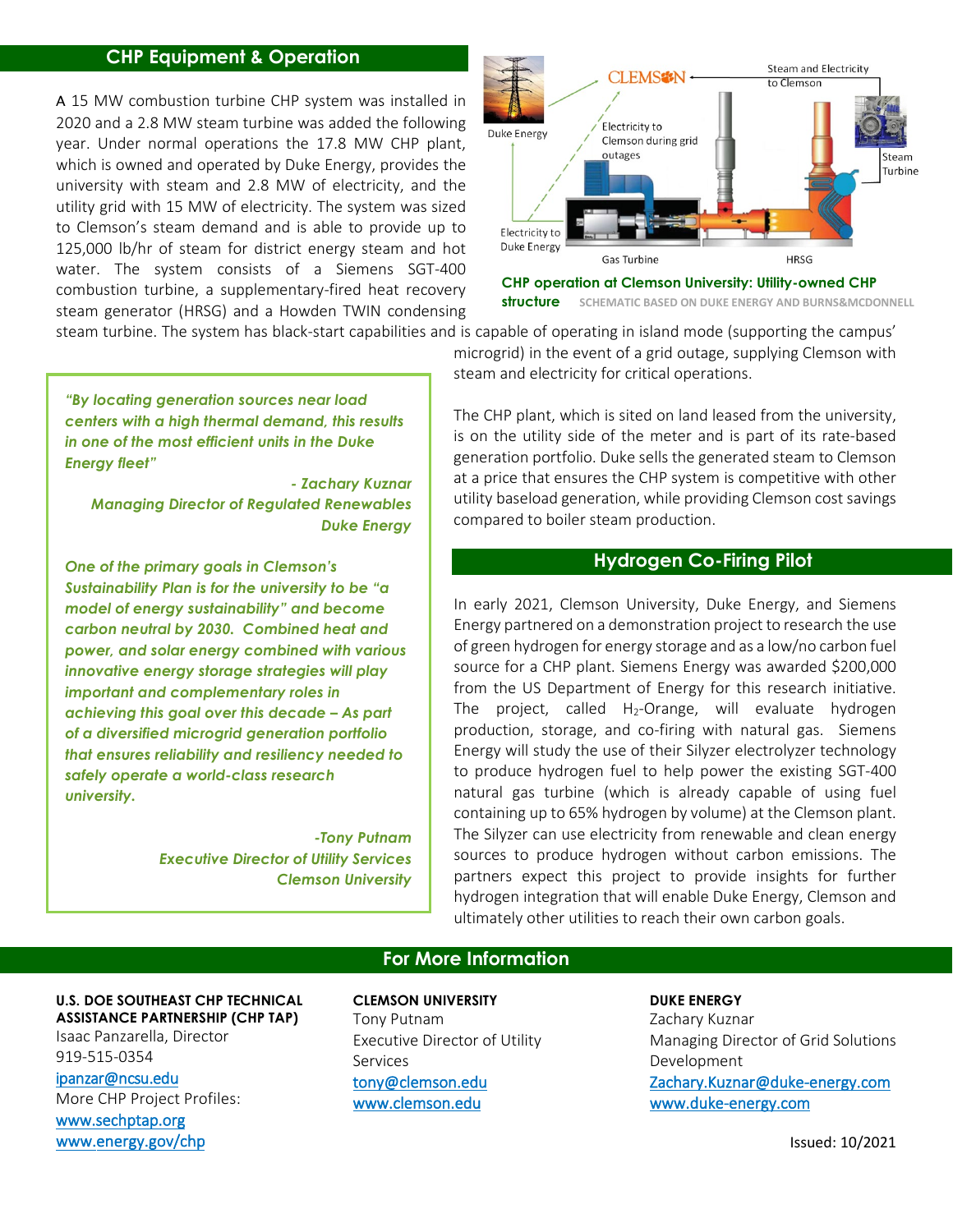## CHP Equipment & Operation

A 15 MW combustion turbine CHP system was installed in 2020 and a 2.8 MW steam turbine was added the following year. Under normal operations the 17.8 MW CHP plant, which is owned and operated by Duke Energy, provides the university with steam and 2.8 MW of electricity, and the utility grid with 15 MW of electricity. The system was sized to Clemson's steam demand and is able to provide up to 125,000 lb/hr of steam for district energy steam and hot water. The system consists of a Siemens SGT-400 combustion turbine, a supplementary-fired heat recovery steam generator (HRSG) and a Howden TWIN condensing steam turbine. The system has black-start capabilities and is capable of operating in island mode (supporting the campus' microgrid) in the event of a grid outage, supplying Clemson with steam and electricity for critical operations.

Duke Energy

Clemson

Steam and Electricity to Clemson

Electricity to Clemson during grid outages

Steam Turbine

Electricity to Duke Energy

Gas Turbine

HRSG

**CHP operation at Clemson University: Utility-owned CHP structure** SCHEMATIC BASED ON DUKE ENERGY AND BURNS&MCDONNELL

> *"By locating generation sources near load centers with a high thermal demand, this results in one of the most efficient units in the Duke Energy fleet"*
>
> *- Zachary Kuznar*
> *Managing Director of Regulated Renewables*
> *Duke Energy*
>
> *One of the primary goals in Clemson's Sustainability Plan is for the university to be "a model of energy sustainability" and become carbon neutral by 2030. Combined heat and power, and solar energy combined with various innovative energy storage strategies will play important and complementary roles in achieving this goal over this decade – As part of a diversified microgrid generation portfolio that ensures reliability and resiliency needed to safely operate a world-class research university.*
>
> *-Tony Putnam*
> *Executive Director of Utility Services*
> *Clemson University*

The CHP plant, which is sited on land leased from the university, is on the utility side of the meter and is part of its rate-based generation portfolio. Duke sells the generated steam to Clemson at a price that ensures the CHP system is competitive with other utility baseload generation, while providing Clemson cost savings compared to boiler steam production.

## Hydrogen Co-Firing Pilot

In early 2021, Clemson University, Duke Energy, and Siemens Energy partnered on a demonstration project to research the use of green hydrogen for energy storage and as a low/no carbon fuel source for a CHP plant. Siemens Energy was awarded $200,000 from the US Department of Energy for this research initiative. The project, called $H_2$-Orange, will evaluate hydrogen production, storage, and co-firing with natural gas. Siemens Energy will study the use of their Silyzer electrolyzer technology to produce hydrogen fuel to help power the existing SGT-400 natural gas turbine (which is already capable of using fuel containing up to 65% hydrogen by volume) at the Clemson plant. The Silyzer can use electricity from renewable and clean energy sources to produce hydrogen without carbon emissions. The partners expect this project to provide insights for further hydrogen integration that will enable Duke Energy, Clemson and ultimately other utilities to reach their own carbon goals.

## For More Information

**U.S. DOE SOUTHEAST CHP TECHNICAL ASSISTANCE PARTNERSHIP (CHP TAP)**
Isaac Panzarella, Director
919-515-0354
ipanzar@ncsu.edu
More CHP Project Profiles:
www.sechptap.org
www.energy.gov/chp

**CLEMSON UNIVERSITY**
Tony Putnam
Executive Director of Utility Services
tony@clemson.edu
www.clemson.edu

**DUKE ENERGY**
Zachary Kuznar
Managing Director of Grid Solutions Development
Zachary.Kuznar@duke-energy.com
www.duke-energy.com

Issued: 10/2021